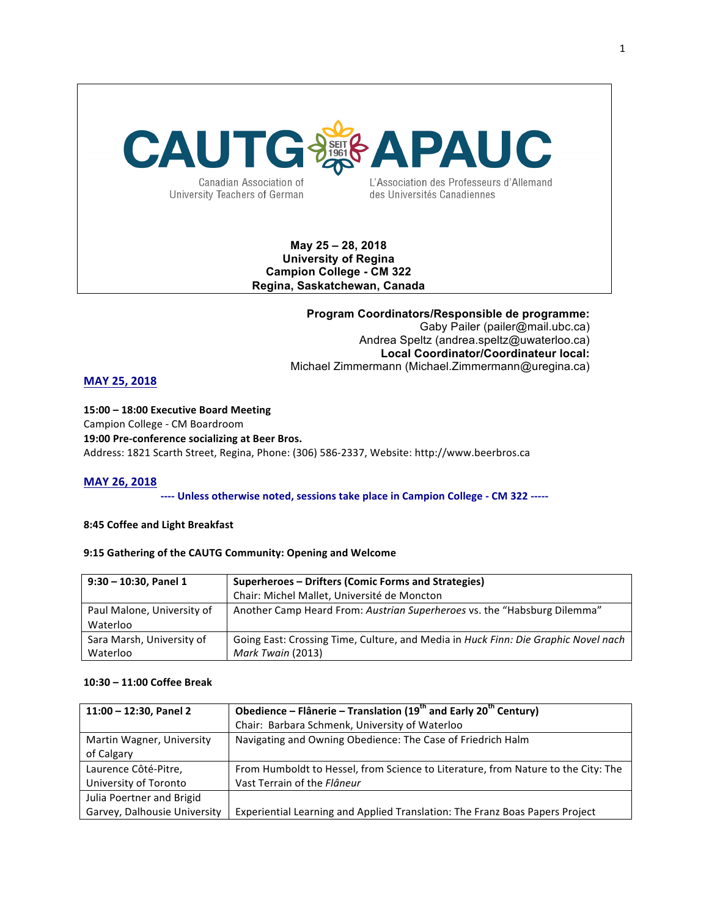# CAUTG APAUC

Canadian Association of University Teachers of German

L'Association des Professeurs d'Allemand des Universités Canadiennes

SEIT 1961

**May 25 – 28, 2018**
**University of Regina**
**Campion College - CM 322**
**Regina, Saskatchewan, Canada**

**Program Coordinators/Responsible de programme:**
Gaby Pailer (pailer@mail.ubc.ca)
Andrea Speltz (andrea.speltz@uwaterloo.ca)
**Local Coordinator/Coordinateur local:**
Michael Zimmermann (Michael.Zimmermann@uregina.ca)

## MAY 25, 2018

**15:00 – 18:00 Executive Board Meeting**
Campion College - CM Boardroom
**19:00 Pre-conference socializing at Beer Bros.**
Address: 1821 Scarth Street, Regina, Phone: (306) 586-2337, Website: http://www.beerbros.ca

## MAY 26, 2018

**---- Unless otherwise noted, sessions take place in Campion College - CM 322 -----**

**8:45 Coffee and Light Breakfast**

**9:15 Gathering of the CAUTG Community: Opening and Welcome**

| **9:30 – 10:30, Panel 1** | **Superheroes – Drifters (Comic Forms and Strategies)** Chair: Michel Mallet, Université de Moncton |
|---|---|
| Paul Malone, University of Waterloo | Another Camp Heard From: *Austrian Superheroes* vs. the "Habsburg Dilemma" |
| Sara Marsh, University of Waterloo | Going East: Crossing Time, Culture, and Media in *Huck Finn: Die Graphic Novel nach Mark Twain* (2013) |

**10:30 – 11:00 Coffee Break**

| **11:00 – 12:30, Panel 2** | **Obedience – Flânerie – Translation (19th and Early 20th Century)** Chair: Barbara Schmenk, University of Waterloo |
|---|---|
| Martin Wagner, University of Calgary | Navigating and Owning Obedience: The Case of Friedrich Halm |
| Laurence Côté-Pitre, University of Toronto | From Humboldt to Hessel, from Science to Literature, from Nature to the City: The Vast Terrain of the *Flâneur* |
| Julia Poertner and Brigid Garvey, Dalhousie University | Experiential Learning and Applied Translation: The Franz Boas Papers Project |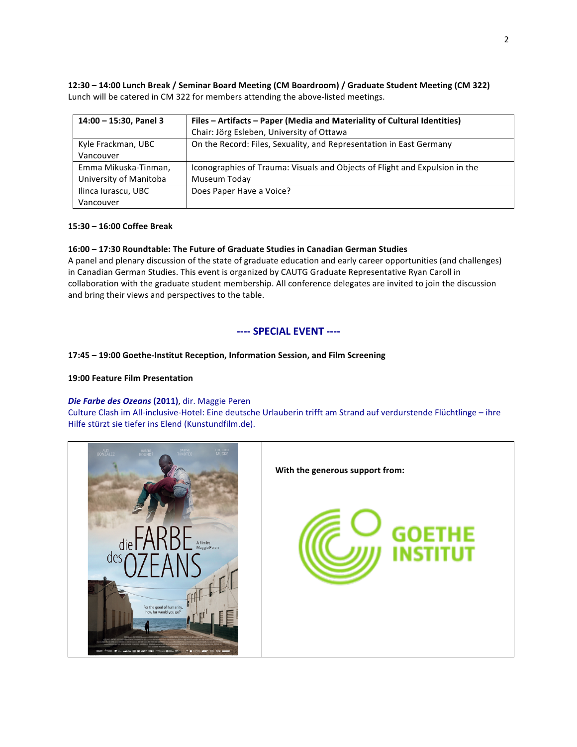**12:30 – 14:00 Lunch Break / Seminar Board Meeting (CM Boardroom) / Graduate Student Meeting (CM 322)**
Lunch will be catered in CM 322 for members attending the above-listed meetings.

| **14:00 – 15:30, Panel 3** | **Files – Artifacts – Paper (Media and Materiality of Cultural Identities)** Chair: Jörg Esleben, University of Ottawa |
|---|---|
| Kyle Frackman, UBC Vancouver | On the Record: Files, Sexuality, and Representation in East Germany |
| Emma Mikuska-Tinman, University of Manitoba | Iconographies of Trauma: Visuals and Objects of Flight and Expulsion in the Museum Today |
| Ilinca Iurascu, UBC Vancouver | Does Paper Have a Voice? |

**15:30 – 16:00 Coffee Break**

**16:00 – 17:30 Roundtable: The Future of Graduate Studies in Canadian German Studies**
A panel and plenary discussion of the state of graduate education and early career opportunities (and challenges) in Canadian German Studies. This event is organized by CAUTG Graduate Representative Ryan Caroll in collaboration with the graduate student membership. All conference delegates are invited to join the discussion and bring their views and perspectives to the table.

## ---- SPECIAL EVENT ----

**17:45 – 19:00 Goethe-Institut Reception, Information Session, and Film Screening**

**19:00 Feature Film Presentation**

***Die Farbe des Ozeans*** **(2011)**, dir. Maggie Peren
Culture Clash im All-inclusive-Hotel: Eine deutsche Urlauberin trifft am Strand auf verdurstende Flüchtlinge – ihre Hilfe stürzt sie tiefer ins Elend (Kunstundfilm.de).

**With the generous support from:**

GOETHE INSTITUT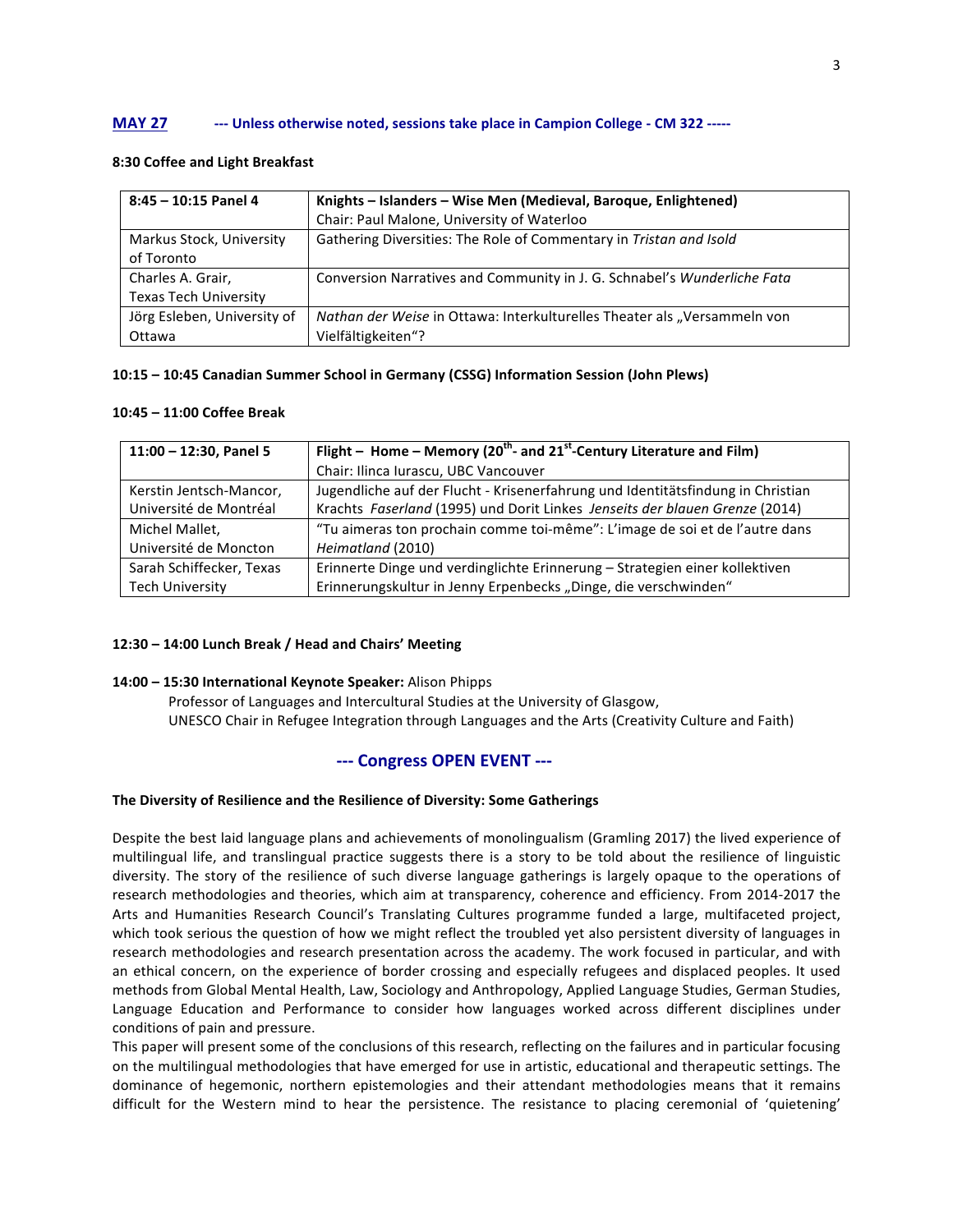## MAY 27 --- Unless otherwise noted, sessions take place in Campion College - CM 322 -----

**8:30 Coffee and Light Breakfast**

| **8:45 – 10:15 Panel 4** | **Knights – Islanders – Wise Men (Medieval, Baroque, Enlightened)** Chair: Paul Malone, University of Waterloo |
|---|---|
| Markus Stock, University of Toronto | Gathering Diversities: The Role of Commentary in *Tristan and Isold* |
| Charles A. Grair, Texas Tech University | Conversion Narratives and Community in J. G. Schnabel's *Wunderliche Fata* |
| Jörg Esleben, University of Ottawa | *Nathan der Weise* in Ottawa: Interkulturelles Theater als „Versammeln von Vielfältigkeiten"? |

**10:15 – 10:45 Canadian Summer School in Germany (CSSG) Information Session (John Plews)**

**10:45 – 11:00 Coffee Break**

| **11:00 – 12:30, Panel 5** | **Flight – Home – Memory (20th- and 21st-Century Literature and Film)** Chair: Ilinca Iurascu, UBC Vancouver |
|---|---|
| Kerstin Jentsch-Mancor, Université de Montréal | Jugendliche auf der Flucht - Krisenerfahrung und Identitätsfindung in Christian Krachts *Faserland* (1995) und Dorit Linkes *Jenseits der blauen Grenze* (2014) |
| Michel Mallet, Université de Moncton | "Tu aimeras ton prochain comme toi-même": L'image de soi et de l'autre dans *Heimatland* (2010) |
| Sarah Schiffecker, Texas Tech University | Erinnerte Dinge und verdinglichte Erinnerung – Strategien einer kollektiven Erinnerungskultur in Jenny Erpenbecks „Dinge, die verschwinden" |

**12:30 – 14:00 Lunch Break / Head and Chairs' Meeting**

**14:00 – 15:30 International Keynote Speaker:** Alison Phipps
Professor of Languages and Intercultural Studies at the University of Glasgow,
UNESCO Chair in Refugee Integration through Languages and the Arts (Creativity Culture and Faith)

### --- Congress OPEN EVENT ---

**The Diversity of Resilience and the Resilience of Diversity: Some Gatherings**

Despite the best laid language plans and achievements of monolingualism (Gramling 2017) the lived experience of multilingual life, and translingual practice suggests there is a story to be told about the resilience of linguistic diversity. The story of the resilience of such diverse language gatherings is largely opaque to the operations of research methodologies and theories, which aim at transparency, coherence and efficiency. From 2014-2017 the Arts and Humanities Research Council's Translating Cultures programme funded a large, multifaceted project, which took serious the question of how we might reflect the troubled yet also persistent diversity of languages in research methodologies and research presentation across the academy. The work focused in particular, and with an ethical concern, on the experience of border crossing and especially refugees and displaced peoples. It used methods from Global Mental Health, Law, Sociology and Anthropology, Applied Language Studies, German Studies, Language Education and Performance to consider how languages worked across different disciplines under conditions of pain and pressure.
This paper will present some of the conclusions of this research, reflecting on the failures and in particular focusing on the multilingual methodologies that have emerged for use in artistic, educational and therapeutic settings. The dominance of hegemonic, northern epistemologies and their attendant methodologies means that it remains difficult for the Western mind to hear the persistence. The resistance to placing ceremonial of 'quietening'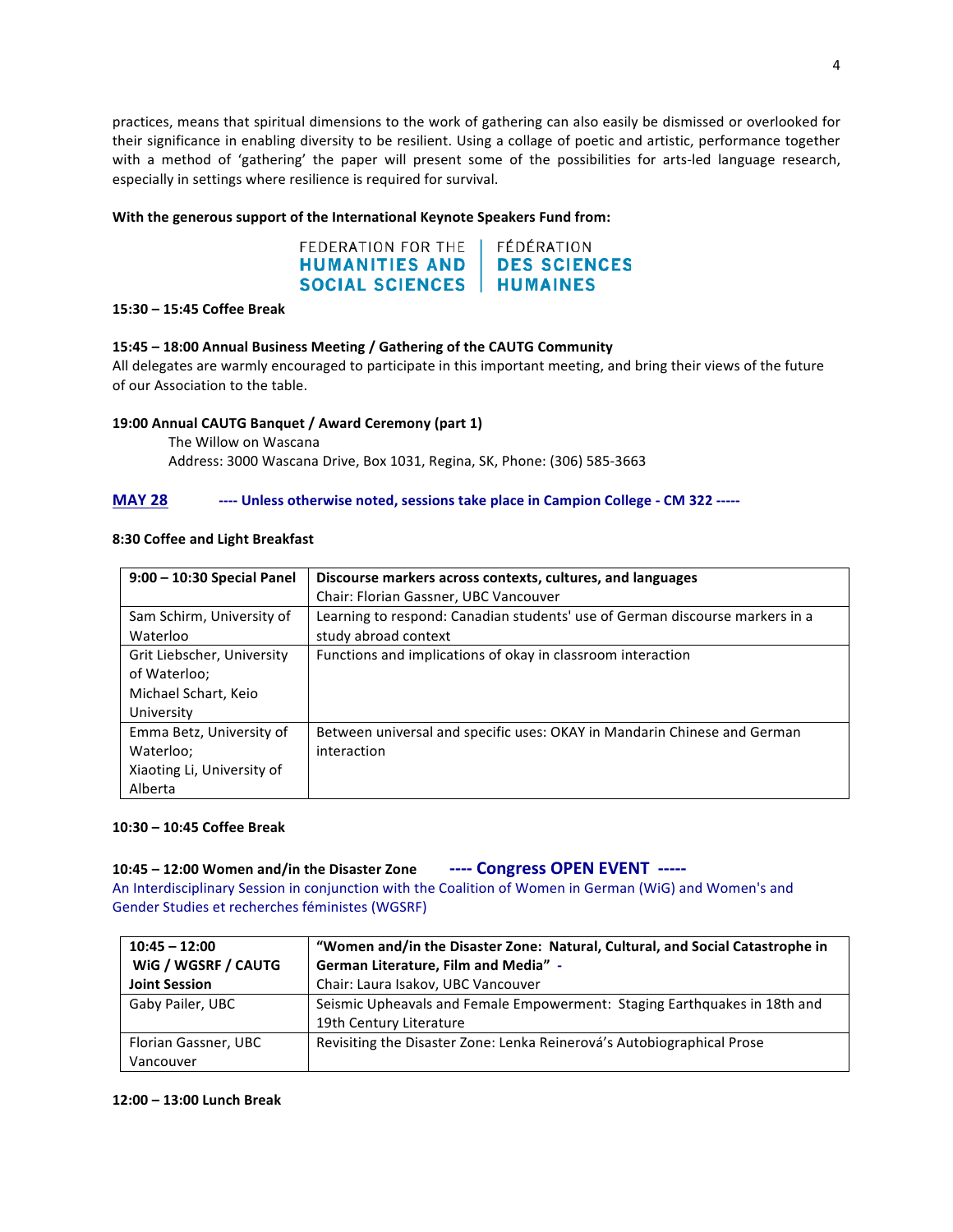practices, means that spiritual dimensions to the work of gathering can also easily be dismissed or overlooked for their significance in enabling diversity to be resilient. Using a collage of poetic and artistic, performance together with a method of 'gathering' the paper will present some of the possibilities for arts-led language research, especially in settings where resilience is required for survival.

**With the generous support of the International Keynote Speakers Fund from:**

FEDERATION FOR THE HUMANITIES AND SOCIAL SCIENCES | FÉDÉRATION DES SCIENCES HUMAINES

**15:30 – 15:45 Coffee Break**

**15:45 – 18:00 Annual Business Meeting / Gathering of the CAUTG Community**
All delegates are warmly encouraged to participate in this important meeting, and bring their views of the future of our Association to the table.

**19:00 Annual CAUTG Banquet / Award Ceremony (part 1)**
The Willow on Wascana
Address: 3000 Wascana Drive, Box 1031, Regina, SK, Phone: (306) 585-3663

## MAY 28 ---- Unless otherwise noted, sessions take place in Campion College - CM 322 -----

**8:30 Coffee and Light Breakfast**

| **9:00 – 10:30 Special Panel** | **Discourse markers across contexts, cultures, and languages**<br>Chair: Florian Gassner, UBC Vancouver |
|---|---|
| Sam Schirm, University of Waterloo | Learning to respond: Canadian students' use of German discourse markers in a study abroad context |
| Grit Liebscher, University of Waterloo; Michael Schart, Keio University | Functions and implications of okay in classroom interaction |
| Emma Betz, University of Waterloo; Xiaoting Li, University of Alberta | Between universal and specific uses: OKAY in Mandarin Chinese and German interaction |

**10:30 – 10:45 Coffee Break**

**10:45 – 12:00 Women and/in the Disaster Zone** **---- Congress OPEN EVENT -----**
An Interdisciplinary Session in conjunction with the Coalition of Women in German (WiG) and Women's and Gender Studies et recherches féministes (WGSRF)

| **10:45 – 12:00 WiG / WGSRF / CAUTG Joint Session** | **"Women and/in the Disaster Zone: Natural, Cultural, and Social Catastrophe in German Literature, Film and Media" -**<br>Chair: Laura Isakov, UBC Vancouver |
|---|---|
| Gaby Pailer, UBC | Seismic Upheavals and Female Empowerment: Staging Earthquakes in 18th and 19th Century Literature |
| Florian Gassner, UBC Vancouver | Revisiting the Disaster Zone: Lenka Reinerová's Autobiographical Prose |

**12:00 – 13:00 Lunch Break**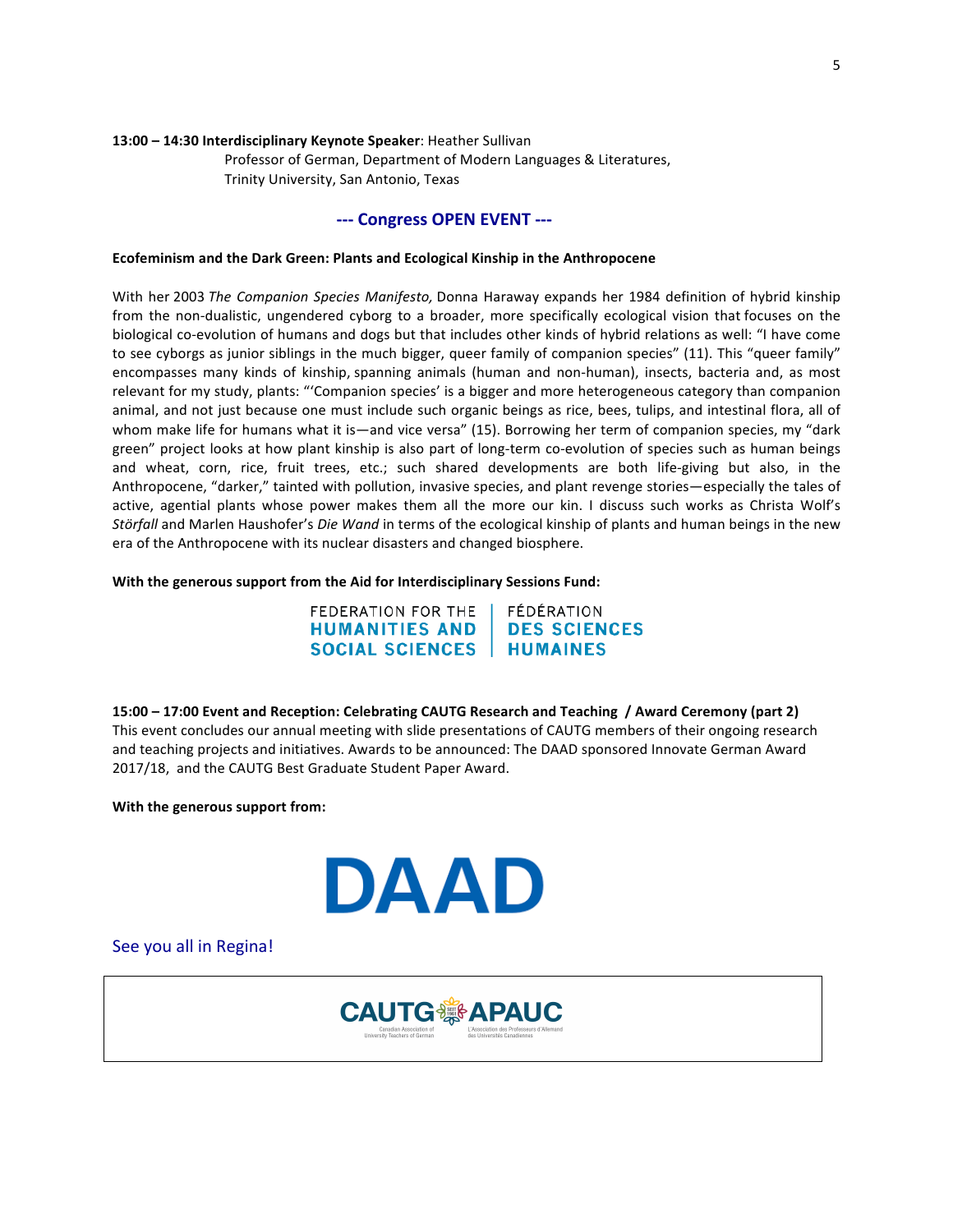**13:00 – 14:30 Interdisciplinary Keynote Speaker**: Heather Sullivan
Professor of German, Department of Modern Languages & Literatures,
Trinity University, San Antonio, Texas

**--- Congress OPEN EVENT ---**

**Ecofeminism and the Dark Green: Plants and Ecological Kinship in the Anthropocene**

With her 2003 *The Companion Species Manifesto,* Donna Haraway expands her 1984 definition of hybrid kinship from the non-dualistic, ungendered cyborg to a broader, more specifically ecological vision that focuses on the biological co-evolution of humans and dogs but that includes other kinds of hybrid relations as well: "I have come to see cyborgs as junior siblings in the much bigger, queer family of companion species" (11). This "queer family" encompasses many kinds of kinship, spanning animals (human and non-human), insects, bacteria and, as most relevant for my study, plants: "'Companion species' is a bigger and more heterogeneous category than companion animal, and not just because one must include such organic beings as rice, bees, tulips, and intestinal flora, all of whom make life for humans what it is—and vice versa" (15). Borrowing her term of companion species, my "dark green" project looks at how plant kinship is also part of long-term co-evolution of species such as human beings and wheat, corn, rice, fruit trees, etc.; such shared developments are both life-giving but also, in the Anthropocene, "darker," tainted with pollution, invasive species, and plant revenge stories—especially the tales of active, agential plants whose power makes them all the more our kin. I discuss such works as Christa Wolf's *Störfall* and Marlen Haushofer's *Die Wand* in terms of the ecological kinship of plants and human beings in the new era of the Anthropocene with its nuclear disasters and changed biosphere.

**With the generous support from the Aid for Interdisciplinary Sessions Fund:**

FEDERATION FOR THE HUMANITIES AND SOCIAL SCIENCES | FÉDÉRATION DES SCIENCES HUMAINES

**15:00 – 17:00 Event and Reception: Celebrating CAUTG Research and Teaching / Award Ceremony (part 2)**
This event concludes our annual meeting with slide presentations of CAUTG members of their ongoing research and teaching projects and initiatives. Awards to be announced: The DAAD sponsored Innovate German Award 2017/18, and the CAUTG Best Graduate Student Paper Award.

**With the generous support from:**

DAAD

See you all in Regina!

CAUTG APAUC
Canadian Association of University Teachers of German
L'Association des Professeurs d'Allemand des Universités Canadiennes